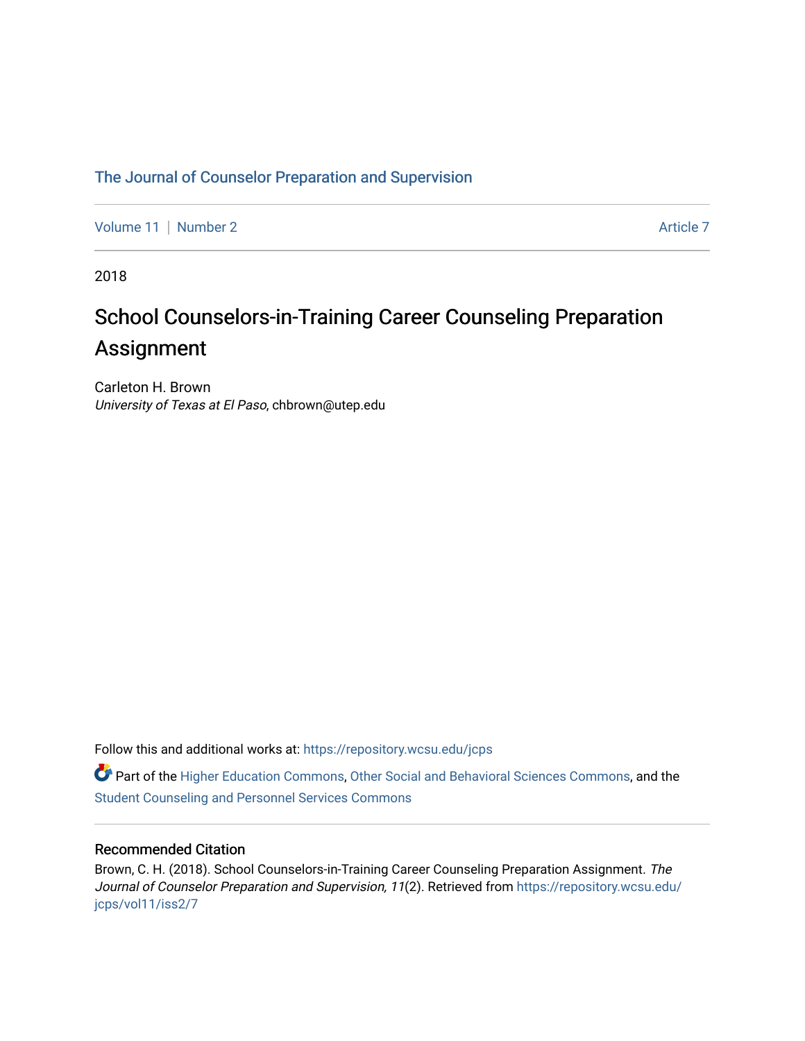The Journal of Counselor Preparation and Supervision

Volume 11 | Number 2 | Article 7

2018

# School Counselors-in-Training Career Counseling Preparation Assignment

Carleton H. Brown
*University of Texas at El Paso*, chbrown@utep.edu

Follow this and additional works at: https://repository.wcsu.edu/jcps

Part of the Higher Education Commons, Other Social and Behavioral Sciences Commons, and the Student Counseling and Personnel Services Commons

## Recommended Citation

Brown, C. H. (2018). School Counselors-in-Training Career Counseling Preparation Assignment. *The Journal of Counselor Preparation and Supervision, 11*(2). Retrieved from https://repository.wcsu.edu/jcps/vol11/iss2/7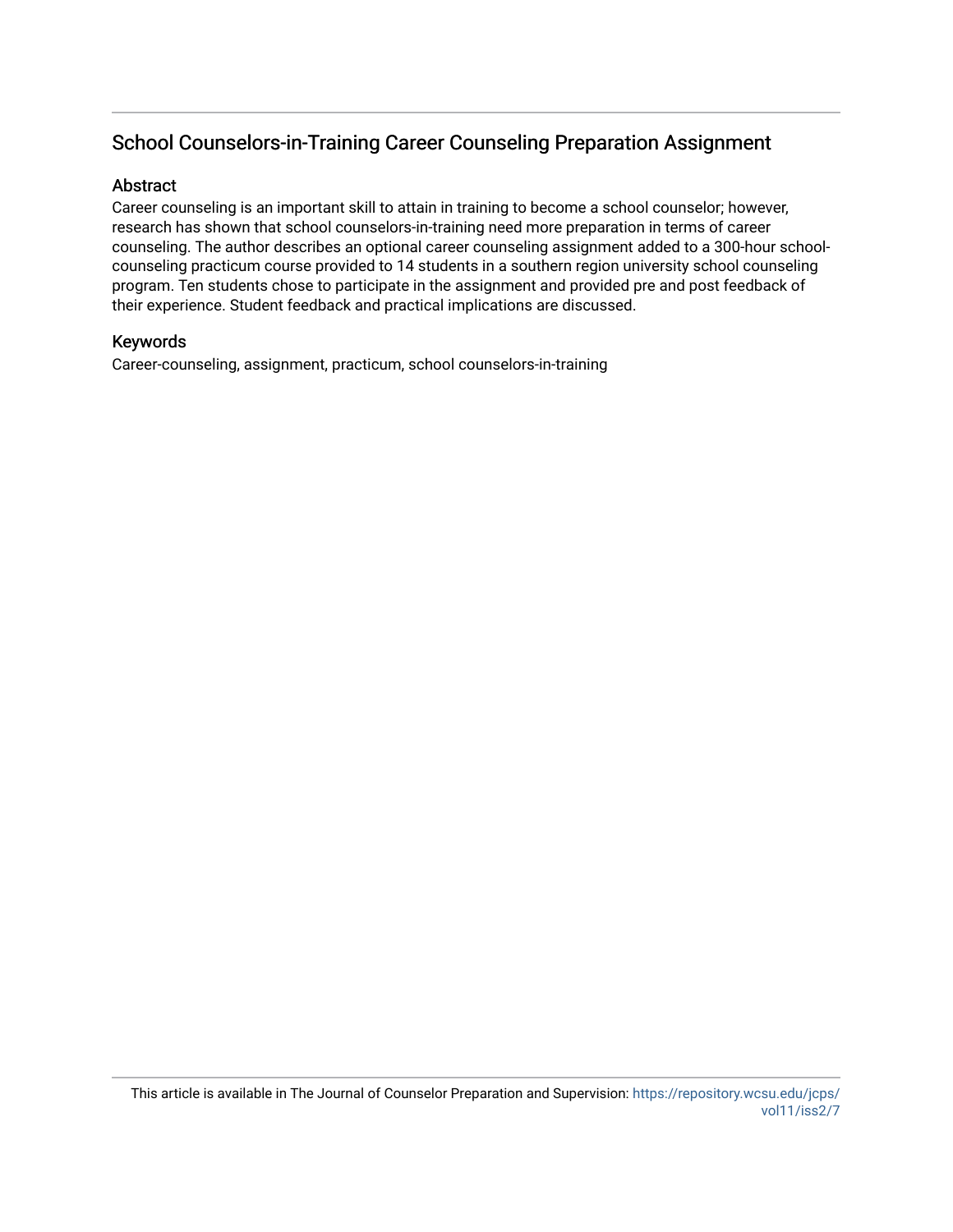## School Counselors-in-Training Career Counseling Preparation Assignment

### Abstract

Career counseling is an important skill to attain in training to become a school counselor; however, research has shown that school counselors-in-training need more preparation in terms of career counseling. The author describes an optional career counseling assignment added to a 300-hour school-counseling practicum course provided to 14 students in a southern region university school counseling program. Ten students chose to participate in the assignment and provided pre and post feedback of their experience. Student feedback and practical implications are discussed.

### Keywords

Career-counseling, assignment, practicum, school counselors-in-training

This article is available in The Journal of Counselor Preparation and Supervision: https://repository.wcsu.edu/jcps/vol11/iss2/7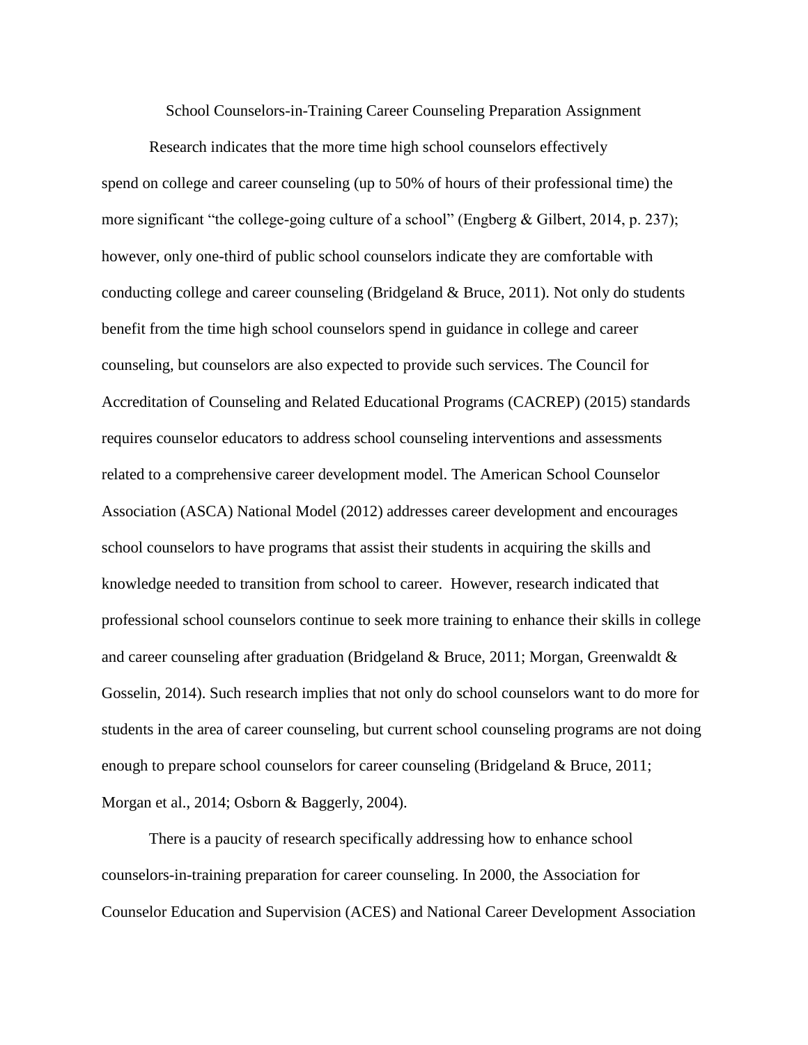School Counselors-in-Training Career Counseling Preparation Assignment

Research indicates that the more time high school counselors effectively spend on college and career counseling (up to 50% of hours of their professional time) the more significant "the college-going culture of a school" (Engberg & Gilbert, 2014, p. 237); however, only one-third of public school counselors indicate they are comfortable with conducting college and career counseling (Bridgeland & Bruce, 2011). Not only do students benefit from the time high school counselors spend in guidance in college and career counseling, but counselors are also expected to provide such services. The Council for Accreditation of Counseling and Related Educational Programs (CACREP) (2015) standards requires counselor educators to address school counseling interventions and assessments related to a comprehensive career development model. The American School Counselor Association (ASCA) National Model (2012) addresses career development and encourages school counselors to have programs that assist their students in acquiring the skills and knowledge needed to transition from school to career. However, research indicated that professional school counselors continue to seek more training to enhance their skills in college and career counseling after graduation (Bridgeland & Bruce, 2011; Morgan, Greenwaldt & Gosselin, 2014). Such research implies that not only do school counselors want to do more for students in the area of career counseling, but current school counseling programs are not doing enough to prepare school counselors for career counseling (Bridgeland & Bruce, 2011; Morgan et al., 2014; Osborn & Baggerly, 2004).

There is a paucity of research specifically addressing how to enhance school counselors-in-training preparation for career counseling. In 2000, the Association for Counselor Education and Supervision (ACES) and National Career Development Association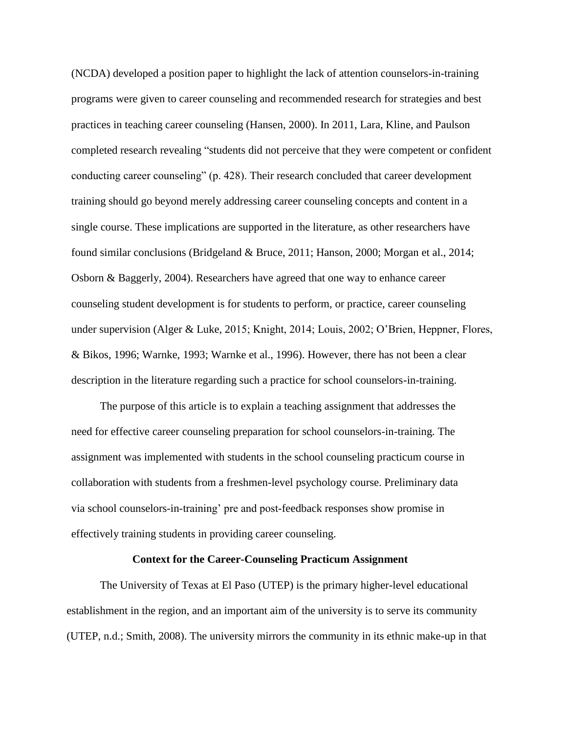(NCDA) developed a position paper to highlight the lack of attention counselors-in-training programs were given to career counseling and recommended research for strategies and best practices in teaching career counseling (Hansen, 2000). In 2011, Lara, Kline, and Paulson completed research revealing "students did not perceive that they were competent or confident conducting career counseling" (p. 428). Their research concluded that career development training should go beyond merely addressing career counseling concepts and content in a single course. These implications are supported in the literature, as other researchers have found similar conclusions (Bridgeland & Bruce, 2011; Hanson, 2000; Morgan et al., 2014; Osborn & Baggerly, 2004). Researchers have agreed that one way to enhance career counseling student development is for students to perform, or practice, career counseling under supervision (Alger & Luke, 2015; Knight, 2014; Louis, 2002; O'Brien, Heppner, Flores, & Bikos, 1996; Warnke, 1993; Warnke et al., 1996). However, there has not been a clear description in the literature regarding such a practice for school counselors-in-training.

The purpose of this article is to explain a teaching assignment that addresses the need for effective career counseling preparation for school counselors-in-training. The assignment was implemented with students in the school counseling practicum course in collaboration with students from a freshmen-level psychology course. Preliminary data via school counselors-in-training' pre and post-feedback responses show promise in effectively training students in providing career counseling.

## Context for the Career-Counseling Practicum Assignment

The University of Texas at El Paso (UTEP) is the primary higher-level educational establishment in the region, and an important aim of the university is to serve its community (UTEP, n.d.; Smith, 2008). The university mirrors the community in its ethnic make-up in that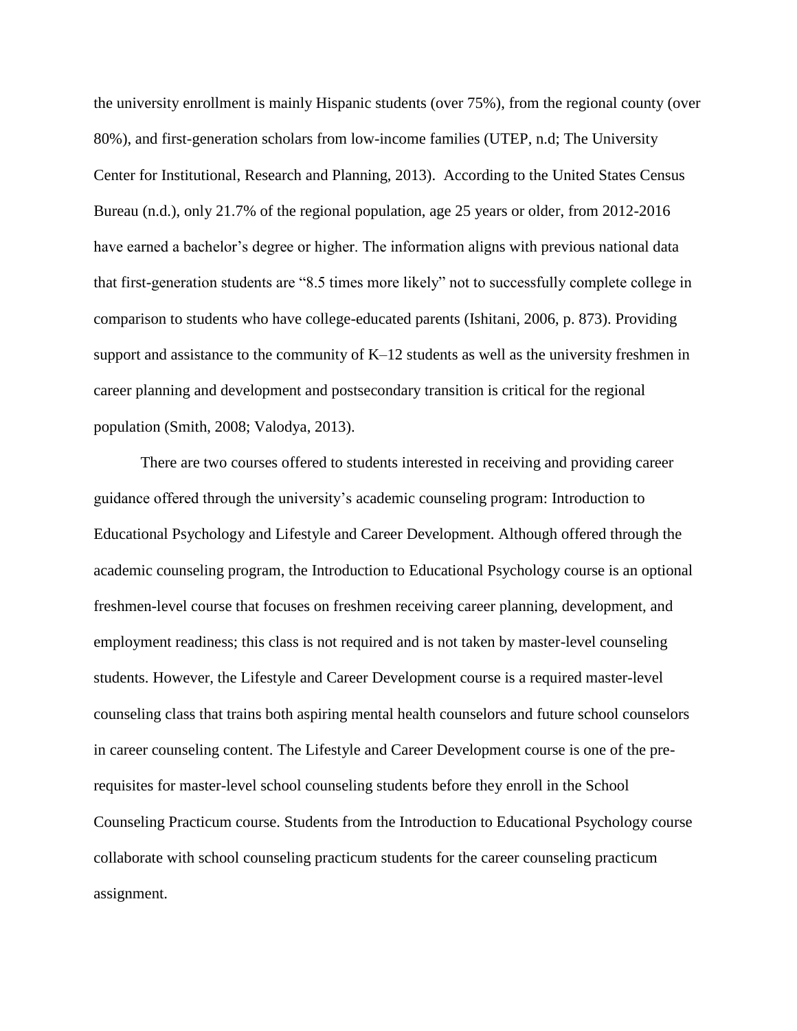the university enrollment is mainly Hispanic students (over 75%), from the regional county (over 80%), and first-generation scholars from low-income families (UTEP, n.d; The University Center for Institutional, Research and Planning, 2013). According to the United States Census Bureau (n.d.), only 21.7% of the regional population, age 25 years or older, from 2012-2016 have earned a bachelor's degree or higher. The information aligns with previous national data that first-generation students are "8.5 times more likely" not to successfully complete college in comparison to students who have college-educated parents (Ishitani, 2006, p. 873). Providing support and assistance to the community of K–12 students as well as the university freshmen in career planning and development and postsecondary transition is critical for the regional population (Smith, 2008; Valodya, 2013).

There are two courses offered to students interested in receiving and providing career guidance offered through the university's academic counseling program: Introduction to Educational Psychology and Lifestyle and Career Development. Although offered through the academic counseling program, the Introduction to Educational Psychology course is an optional freshmen-level course that focuses on freshmen receiving career planning, development, and employment readiness; this class is not required and is not taken by master-level counseling students. However, the Lifestyle and Career Development course is a required master-level counseling class that trains both aspiring mental health counselors and future school counselors in career counseling content. The Lifestyle and Career Development course is one of the pre-requisites for master-level school counseling students before they enroll in the School Counseling Practicum course. Students from the Introduction to Educational Psychology course collaborate with school counseling practicum students for the career counseling practicum assignment.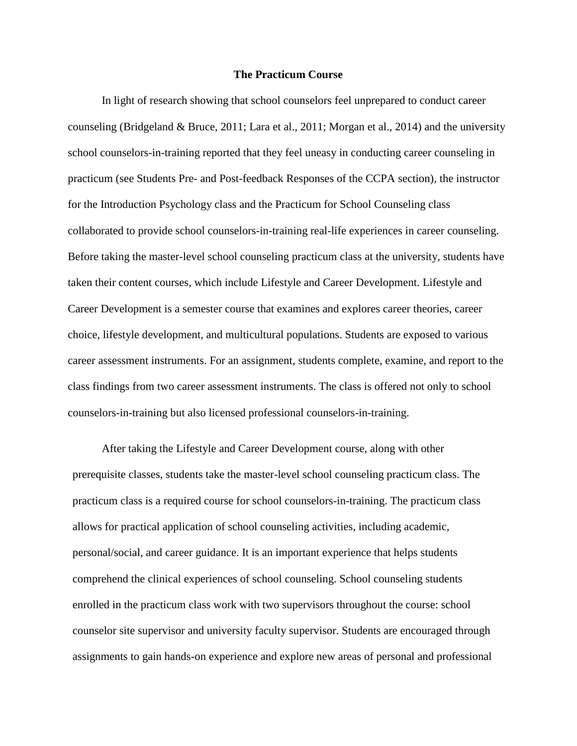**The Practicum Course**

In light of research showing that school counselors feel unprepared to conduct career counseling (Bridgeland & Bruce, 2011; Lara et al., 2011; Morgan et al., 2014) and the university school counselors-in-training reported that they feel uneasy in conducting career counseling in practicum (see Students Pre- and Post-feedback Responses of the CCPA section), the instructor for the Introduction Psychology class and the Practicum for School Counseling class collaborated to provide school counselors-in-training real-life experiences in career counseling. Before taking the master-level school counseling practicum class at the university, students have taken their content courses, which include Lifestyle and Career Development. Lifestyle and Career Development is a semester course that examines and explores career theories, career choice, lifestyle development, and multicultural populations. Students are exposed to various career assessment instruments. For an assignment, students complete, examine, and report to the class findings from two career assessment instruments. The class is offered not only to school counselors-in-training but also licensed professional counselors-in-training.

After taking the Lifestyle and Career Development course, along with other prerequisite classes, students take the master-level school counseling practicum class. The practicum class is a required course for school counselors-in-training. The practicum class allows for practical application of school counseling activities, including academic, personal/social, and career guidance. It is an important experience that helps students comprehend the clinical experiences of school counseling. School counseling students enrolled in the practicum class work with two supervisors throughout the course: school counselor site supervisor and university faculty supervisor. Students are encouraged through assignments to gain hands-on experience and explore new areas of personal and professional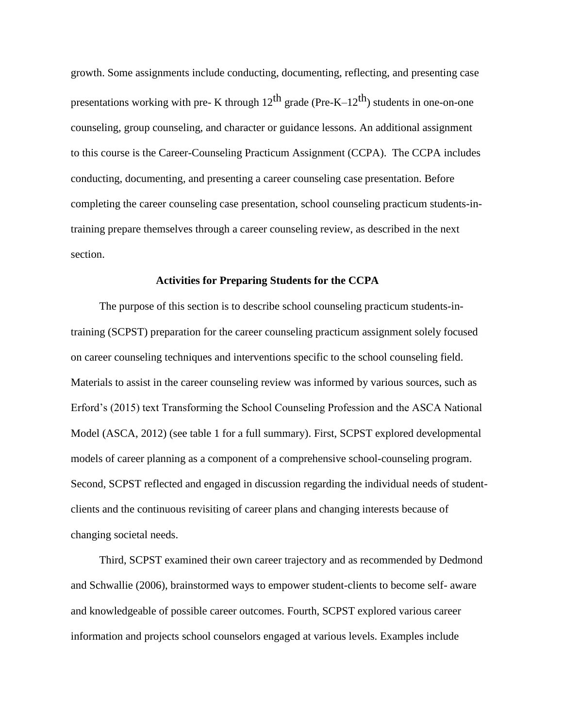growth. Some assignments include conducting, documenting, reflecting, and presenting case presentations working with pre- K through $12^{th}$ grade (Pre-K–$12^{th}$) students in one-on-one counseling, group counseling, and character or guidance lessons. An additional assignment to this course is the Career-Counseling Practicum Assignment (CCPA). The CCPA includes conducting, documenting, and presenting a career counseling case presentation. Before completing the career counseling case presentation, school counseling practicum students-in-training prepare themselves through a career counseling review, as described in the next section.

## Activities for Preparing Students for the CCPA

The purpose of this section is to describe school counseling practicum students-in-training (SCPST) preparation for the career counseling practicum assignment solely focused on career counseling techniques and interventions specific to the school counseling field. Materials to assist in the career counseling review was informed by various sources, such as Erford's (2015) text Transforming the School Counseling Profession and the ASCA National Model (ASCA, 2012) (see table 1 for a full summary). First, SCPST explored developmental models of career planning as a component of a comprehensive school-counseling program. Second, SCPST reflected and engaged in discussion regarding the individual needs of student-clients and the continuous revisiting of career plans and changing interests because of changing societal needs.

Third, SCPST examined their own career trajectory and as recommended by Dedmond and Schwallie (2006), brainstormed ways to empower student-clients to become self- aware and knowledgeable of possible career outcomes. Fourth, SCPST explored various career information and projects school counselors engaged at various levels. Examples include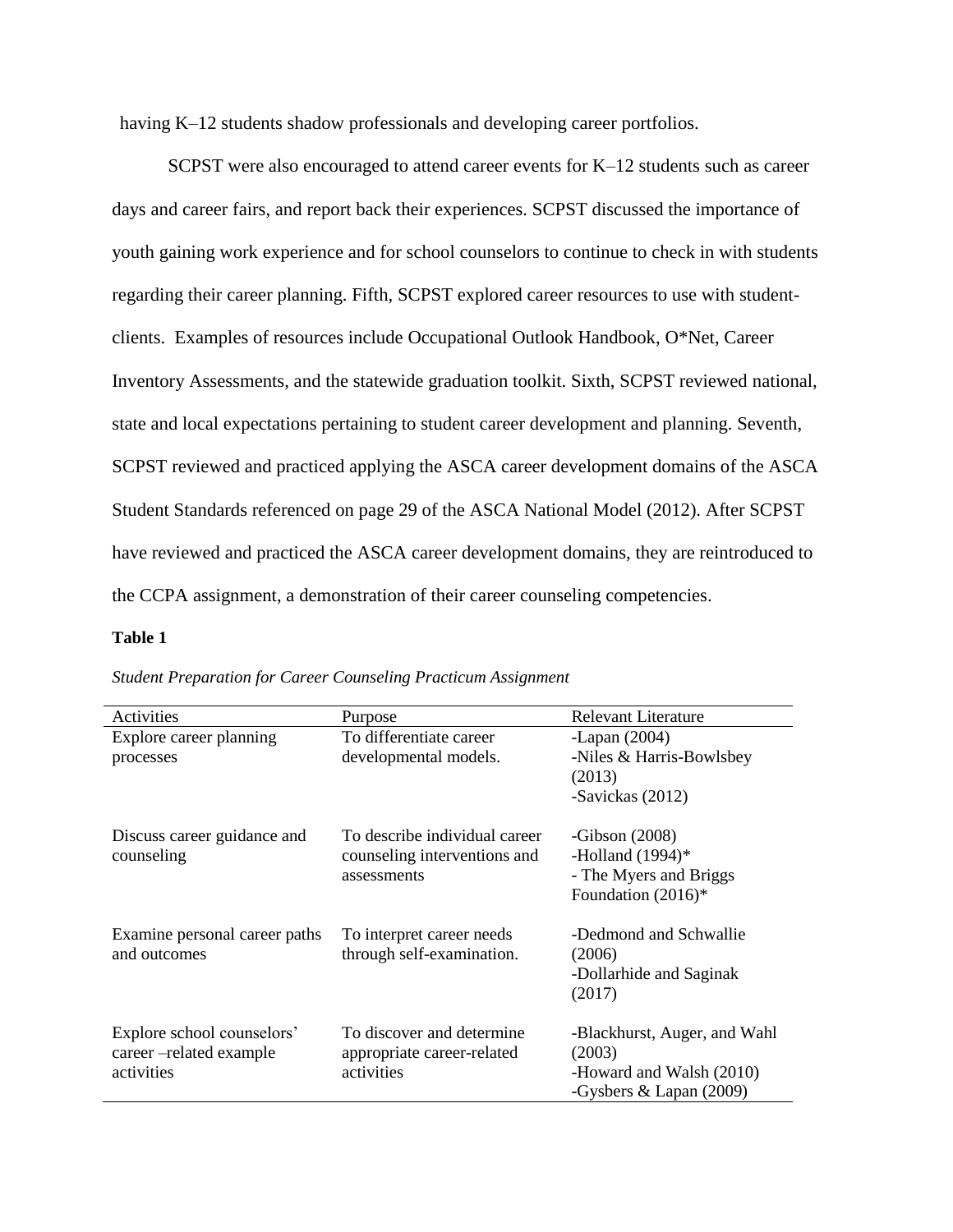having K–12 students shadow professionals and developing career portfolios.

SCPST were also encouraged to attend career events for K–12 students such as career days and career fairs, and report back their experiences. SCPST discussed the importance of youth gaining work experience and for school counselors to continue to check in with students regarding their career planning. Fifth, SCPST explored career resources to use with student-clients. Examples of resources include Occupational Outlook Handbook, O*Net, Career Inventory Assessments, and the statewide graduation toolkit. Sixth, SCPST reviewed national, state and local expectations pertaining to student career development and planning. Seventh, SCPST reviewed and practiced applying the ASCA career development domains of the ASCA Student Standards referenced on page 29 of the ASCA National Model (2012). After SCPST have reviewed and practiced the ASCA career development domains, they are reintroduced to the CCPA assignment, a demonstration of their career counseling competencies.

**Table 1**

*Student Preparation for Career Counseling Practicum Assignment*

| Activities | Purpose | Relevant Literature |
|---|---|---|
| Explore career planning processes | To differentiate career developmental models. | -Lapan (2004)<br>-Niles & Harris-Bowlsbey (2013)<br>-Savickas (2012) |
| Discuss career guidance and counseling | To describe individual career counseling interventions and assessments | -Gibson (2008)<br>-Holland (1994)*<br>- The Myers and Briggs Foundation (2016)* |
| Examine personal career paths and outcomes | To interpret career needs through self-examination. | -Dedmond and Schwallie (2006)<br>-Dollarhide and Saginak (2017) |
| Explore school counselors' career –related example activities | To discover and determine appropriate career-related activities | -Blackhurst, Auger, and Wahl (2003)<br>-Howard and Walsh (2010)<br>-Gysbers & Lapan (2009) |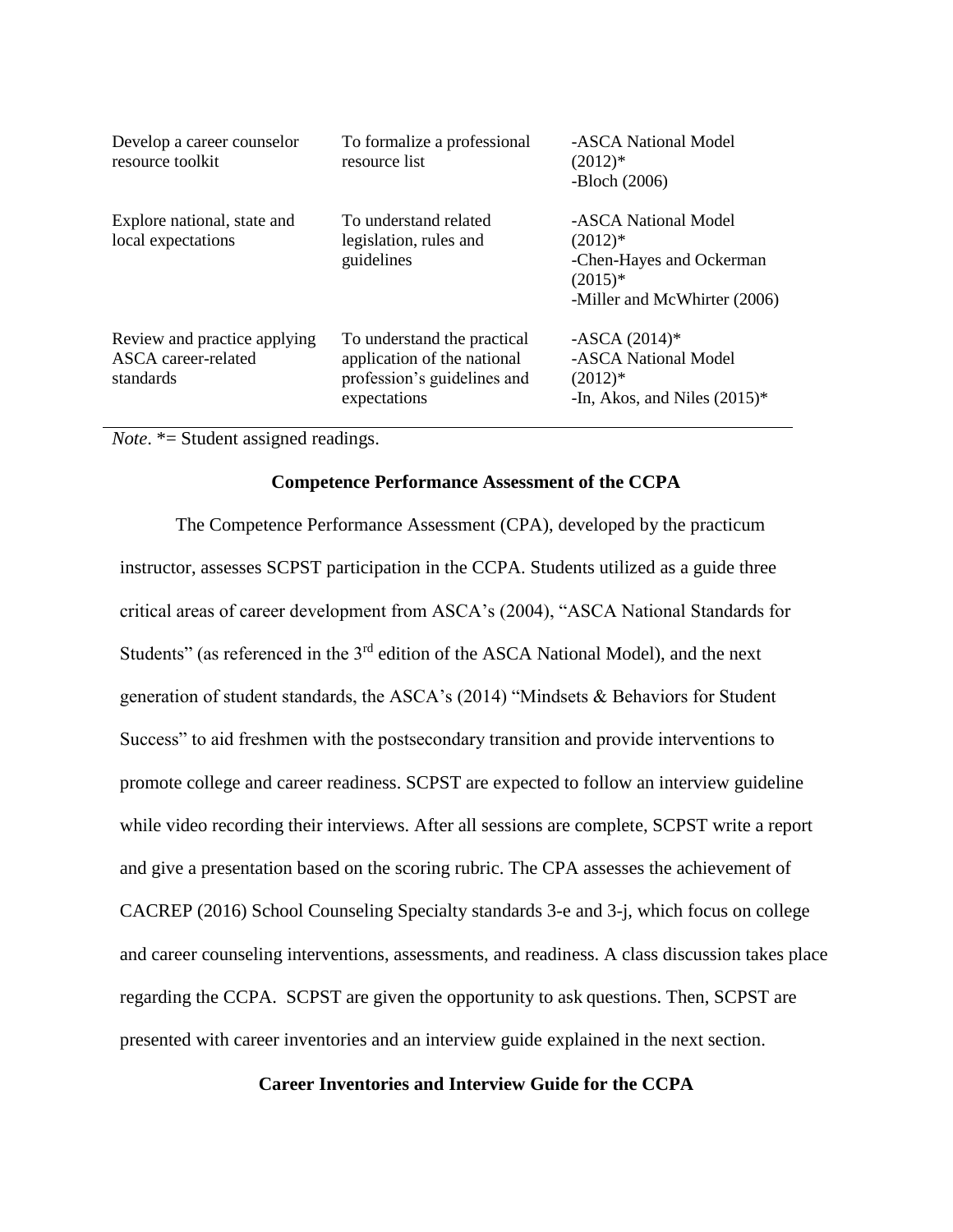| | | |
|---|---|---|
| Develop a career counselor resource toolkit | To formalize a professional resource list | -ASCA National Model (2012)*<br>-Bloch (2006) |
| Explore national, state and local expectations | To understand related legislation, rules and guidelines | -ASCA National Model (2012)*<br>-Chen-Hayes and Ockerman (2015)*<br>-Miller and McWhirter (2006) |
| Review and practice applying ASCA career-related standards | To understand the practical application of the national profession's guidelines and expectations | -ASCA (2014)*<br>-ASCA National Model (2012)*<br>-In, Akos, and Niles (2015)* |

*Note*. *= Student assigned readings.

## Competence Performance Assessment of the CCPA

The Competence Performance Assessment (CPA), developed by the practicum instructor, assesses SCPST participation in the CCPA. Students utilized as a guide three critical areas of career development from ASCA's (2004), "ASCA National Standards for Students" (as referenced in the 3rd edition of the ASCA National Model), and the next generation of student standards, the ASCA's (2014) "Mindsets & Behaviors for Student Success" to aid freshmen with the postsecondary transition and provide interventions to promote college and career readiness. SCPST are expected to follow an interview guideline while video recording their interviews. After all sessions are complete, SCPST write a report and give a presentation based on the scoring rubric. The CPA assesses the achievement of CACREP (2016) School Counseling Specialty standards 3-e and 3-j, which focus on college and career counseling interventions, assessments, and readiness. A class discussion takes place regarding the CCPA. SCPST are given the opportunity to ask questions. Then, SCPST are presented with career inventories and an interview guide explained in the next section.

## Career Inventories and Interview Guide for the CCPA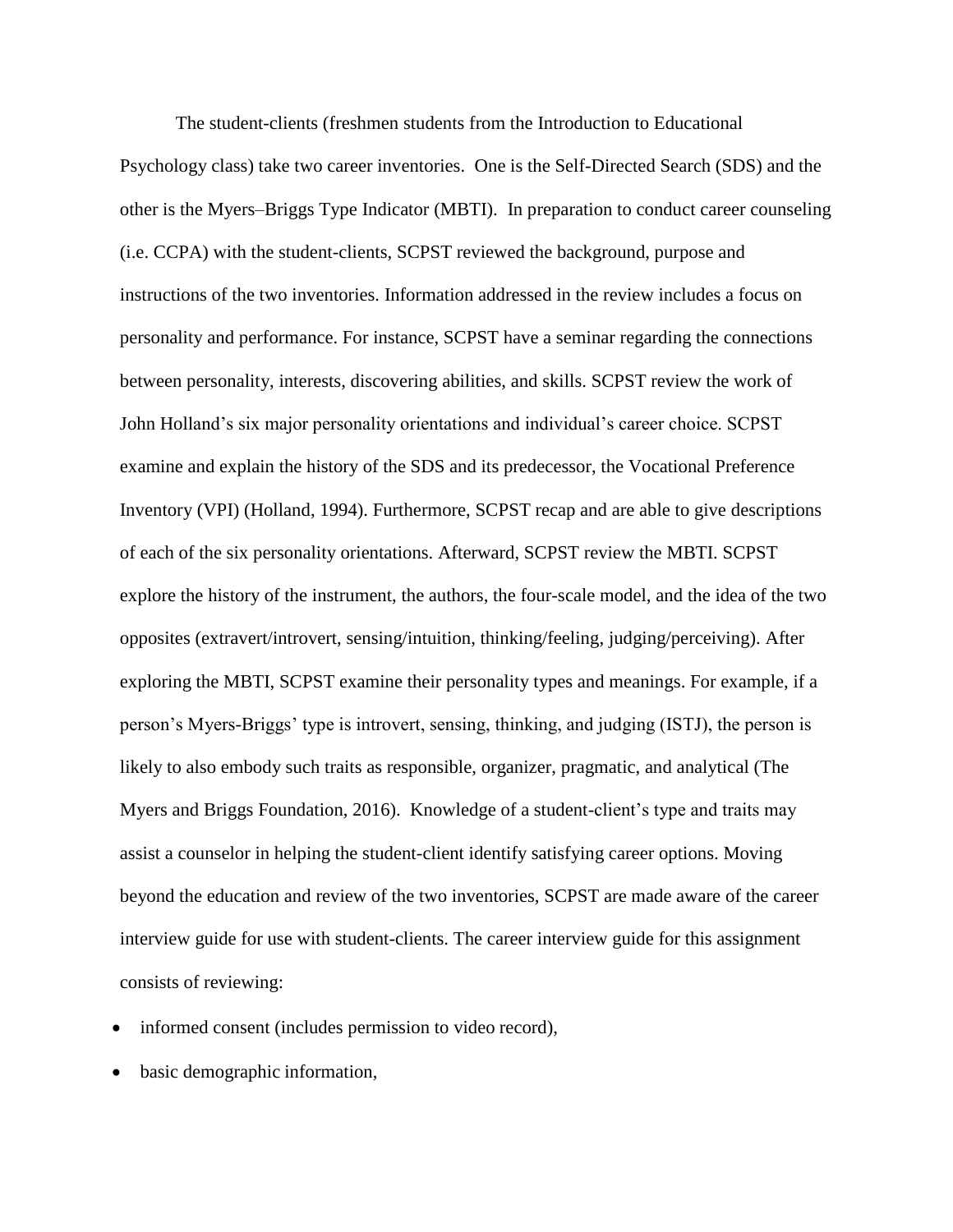The student-clients (freshmen students from the Introduction to Educational Psychology class) take two career inventories. One is the Self-Directed Search (SDS) and the other is the Myers–Briggs Type Indicator (MBTI). In preparation to conduct career counseling (i.e. CCPA) with the student-clients, SCPST reviewed the background, purpose and instructions of the two inventories. Information addressed in the review includes a focus on personality and performance. For instance, SCPST have a seminar regarding the connections between personality, interests, discovering abilities, and skills. SCPST review the work of John Holland's six major personality orientations and individual's career choice. SCPST examine and explain the history of the SDS and its predecessor, the Vocational Preference Inventory (VPI) (Holland, 1994). Furthermore, SCPST recap and are able to give descriptions of each of the six personality orientations. Afterward, SCPST review the MBTI. SCPST explore the history of the instrument, the authors, the four-scale model, and the idea of the two opposites (extravert/introvert, sensing/intuition, thinking/feeling, judging/perceiving). After exploring the MBTI, SCPST examine their personality types and meanings. For example, if a person's Myers-Briggs' type is introvert, sensing, thinking, and judging (ISTJ), the person is likely to also embody such traits as responsible, organizer, pragmatic, and analytical (The Myers and Briggs Foundation, 2016). Knowledge of a student-client's type and traits may assist a counselor in helping the student-client identify satisfying career options. Moving beyond the education and review of the two inventories, SCPST are made aware of the career interview guide for use with student-clients. The career interview guide for this assignment consists of reviewing:

- informed consent (includes permission to video record),
- basic demographic information,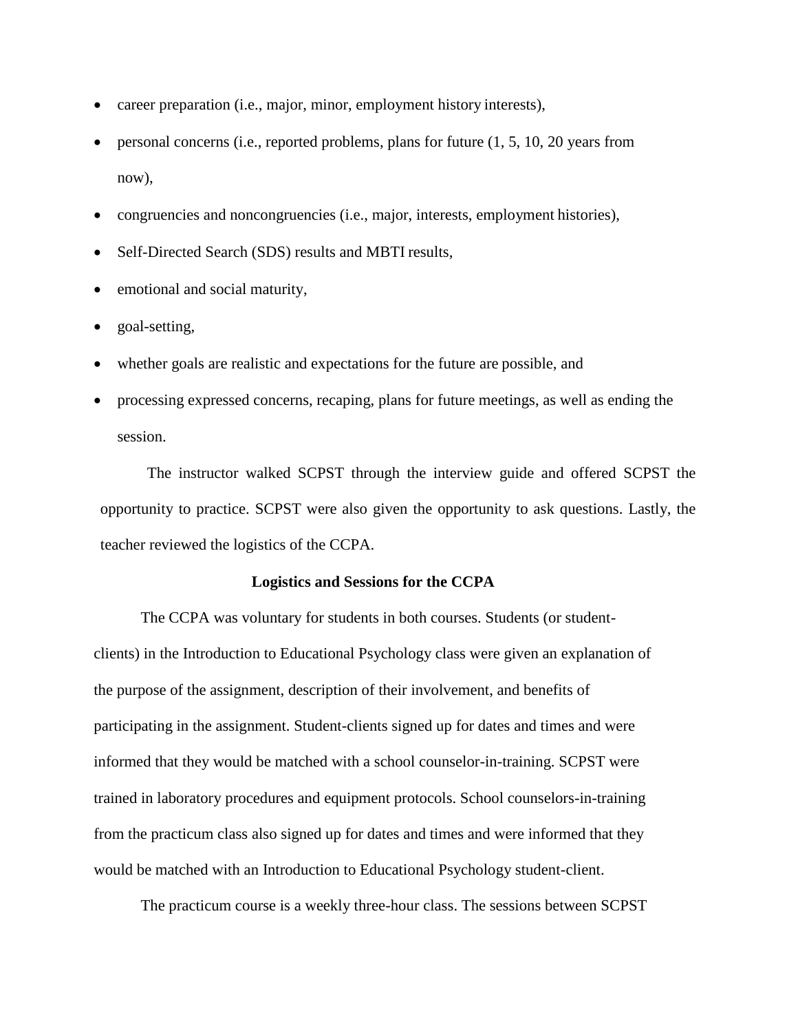- career preparation (i.e., major, minor, employment history interests),
- personal concerns (i.e., reported problems, plans for future (1, 5, 10, 20 years from now),
- congruencies and noncongruencies (i.e., major, interests, employment histories),
- Self-Directed Search (SDS) results and MBTI results,
- emotional and social maturity,
- goal-setting,
- whether goals are realistic and expectations for the future are possible, and
- processing expressed concerns, recaping, plans for future meetings, as well as ending the session.

The instructor walked SCPST through the interview guide and offered SCPST the opportunity to practice. SCPST were also given the opportunity to ask questions. Lastly, the teacher reviewed the logistics of the CCPA.

**Logistics and Sessions for the CCPA**

The CCPA was voluntary for students in both courses. Students (or student-clients) in the Introduction to Educational Psychology class were given an explanation of the purpose of the assignment, description of their involvement, and benefits of participating in the assignment. Student-clients signed up for dates and times and were informed that they would be matched with a school counselor-in-training. SCPST were trained in laboratory procedures and equipment protocols. School counselors-in-training from the practicum class also signed up for dates and times and were informed that they would be matched with an Introduction to Educational Psychology student-client.

The practicum course is a weekly three-hour class. The sessions between SCPST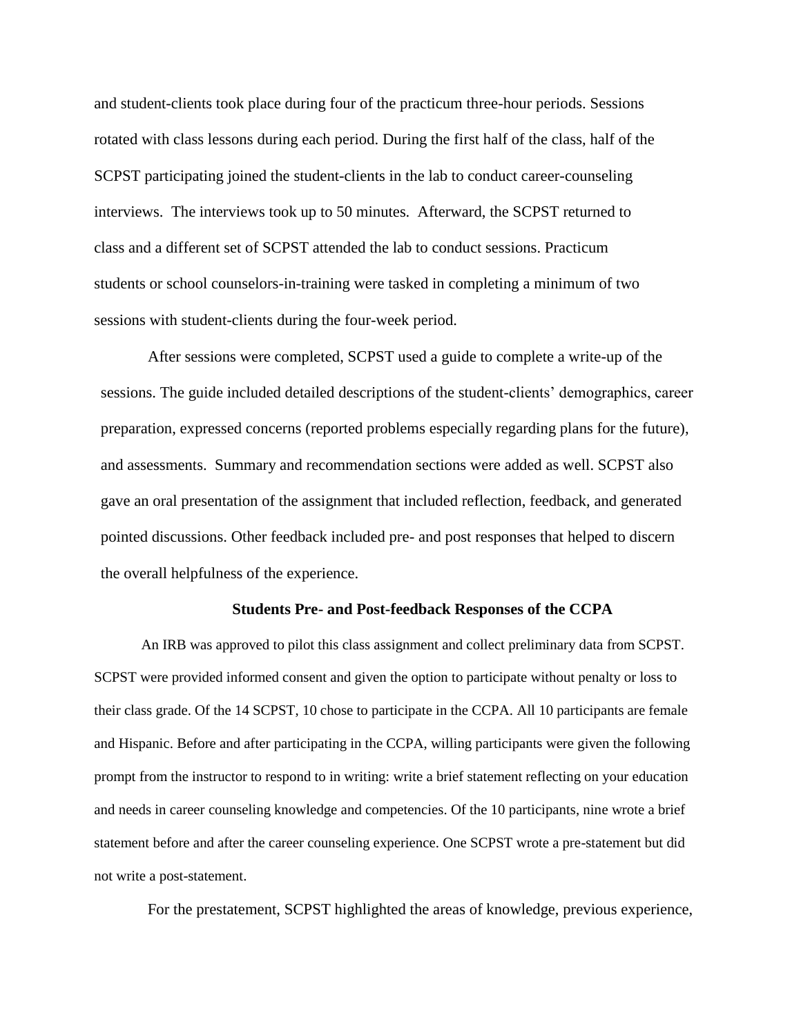and student-clients took place during four of the practicum three-hour periods. Sessions rotated with class lessons during each period. During the first half of the class, half of the SCPST participating joined the student-clients in the lab to conduct career-counseling interviews. The interviews took up to 50 minutes. Afterward, the SCPST returned to class and a different set of SCPST attended the lab to conduct sessions. Practicum students or school counselors-in-training were tasked in completing a minimum of two sessions with student-clients during the four-week period.

After sessions were completed, SCPST used a guide to complete a write-up of the sessions. The guide included detailed descriptions of the student-clients' demographics, career preparation, expressed concerns (reported problems especially regarding plans for the future), and assessments. Summary and recommendation sections were added as well. SCPST also gave an oral presentation of the assignment that included reflection, feedback, and generated pointed discussions. Other feedback included pre- and post responses that helped to discern the overall helpfulness of the experience.

## Students Pre- and Post-feedback Responses of the CCPA

An IRB was approved to pilot this class assignment and collect preliminary data from SCPST. SCPST were provided informed consent and given the option to participate without penalty or loss to their class grade. Of the 14 SCPST, 10 chose to participate in the CCPA. All 10 participants are female and Hispanic. Before and after participating in the CCPA, willing participants were given the following prompt from the instructor to respond to in writing: write a brief statement reflecting on your education and needs in career counseling knowledge and competencies. Of the 10 participants, nine wrote a brief statement before and after the career counseling experience. One SCPST wrote a pre-statement but did not write a post-statement.

For the prestatement, SCPST highlighted the areas of knowledge, previous experience,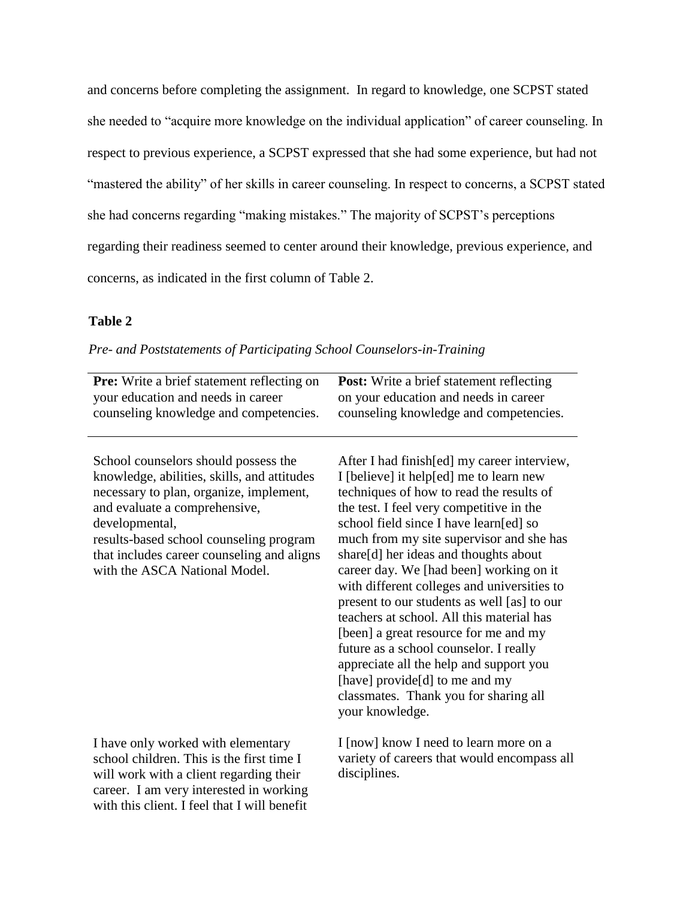and concerns before completing the assignment. In regard to knowledge, one SCPST stated she needed to "acquire more knowledge on the individual application" of career counseling. In respect to previous experience, a SCPST expressed that she had some experience, but had not "mastered the ability" of her skills in career counseling. In respect to concerns, a SCPST stated she had concerns regarding "making mistakes." The majority of SCPST's perceptions regarding their readiness seemed to center around their knowledge, previous experience, and concerns, as indicated in the first column of Table 2.

**Table 2**

*Pre- and Poststatements of Participating School Counselors-in-Training*

| **Pre:** Write a brief statement reflecting on your education and needs in career counseling knowledge and competencies. | **Post:** Write a brief statement reflecting on your education and needs in career counseling knowledge and competencies. |
|---|---|
| School counselors should possess the knowledge, abilities, skills, and attitudes necessary to plan, organize, implement, and evaluate a comprehensive, developmental, results-based school counseling program that includes career counseling and aligns with the ASCA National Model. | After I had finish[ed] my career interview, I [believe] it help[ed] me to learn new techniques of how to read the results of the test. I feel very competitive in the school field since I have learn[ed] so much from my site supervisor and she has share[d] her ideas and thoughts about career day. We [had been] working on it with different colleges and universities to present to our students as well [as] to our teachers at school. All this material has [been] a great resource for me and my future as a school counselor. I really appreciate all the help and support you [have] provide[d] to me and my classmates. Thank you for sharing all your knowledge. |
| I have only worked with elementary school children. This is the first time I will work with a client regarding their career. I am very interested in working with this client. I feel that I will benefit | I [now] know I need to learn more on a variety of careers that would encompass all disciplines. |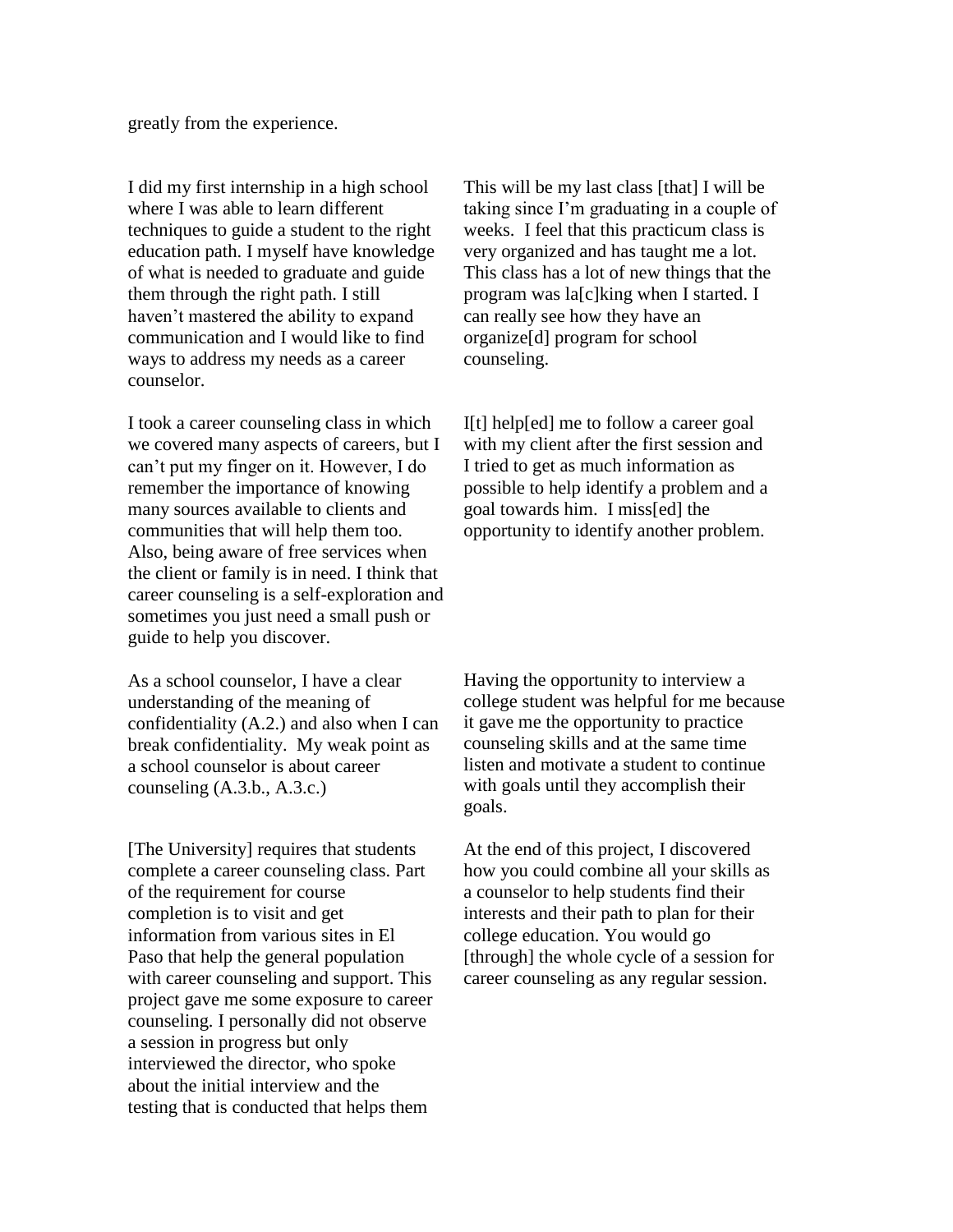greatly from the experience.

I did my first internship in a high school where I was able to learn different techniques to guide a student to the right education path. I myself have knowledge of what is needed to graduate and guide them through the right path. I still haven't mastered the ability to expand communication and I would like to find ways to address my needs as a career counselor.

I took a career counseling class in which we covered many aspects of careers, but I can't put my finger on it. However, I do remember the importance of knowing many sources available to clients and communities that will help them too. Also, being aware of free services when the client or family is in need. I think that career counseling is a self-exploration and sometimes you just need a small push or guide to help you discover.

As a school counselor, I have a clear understanding of the meaning of confidentiality (A.2.) and also when I can break confidentiality. My weak point as a school counselor is about career counseling (A.3.b., A.3.c.)

[The University] requires that students complete a career counseling class. Part of the requirement for course completion is to visit and get information from various sites in El Paso that help the general population with career counseling and support. This project gave me some exposure to career counseling. I personally did not observe a session in progress but only interviewed the director, who spoke about the initial interview and the testing that is conducted that helps them

This will be my last class [that] I will be taking since I'm graduating in a couple of weeks. I feel that this practicum class is very organized and has taught me a lot. This class has a lot of new things that the program was la[c]king when I started. I can really see how they have an organize[d] program for school counseling.

I[t] help[ed] me to follow a career goal with my client after the first session and I tried to get as much information as possible to help identify a problem and a goal towards him. I miss[ed] the opportunity to identify another problem.

Having the opportunity to interview a college student was helpful for me because it gave me the opportunity to practice counseling skills and at the same time listen and motivate a student to continue with goals until they accomplish their goals.

At the end of this project, I discovered how you could combine all your skills as a counselor to help students find their interests and their path to plan for their college education. You would go [through] the whole cycle of a session for career counseling as any regular session.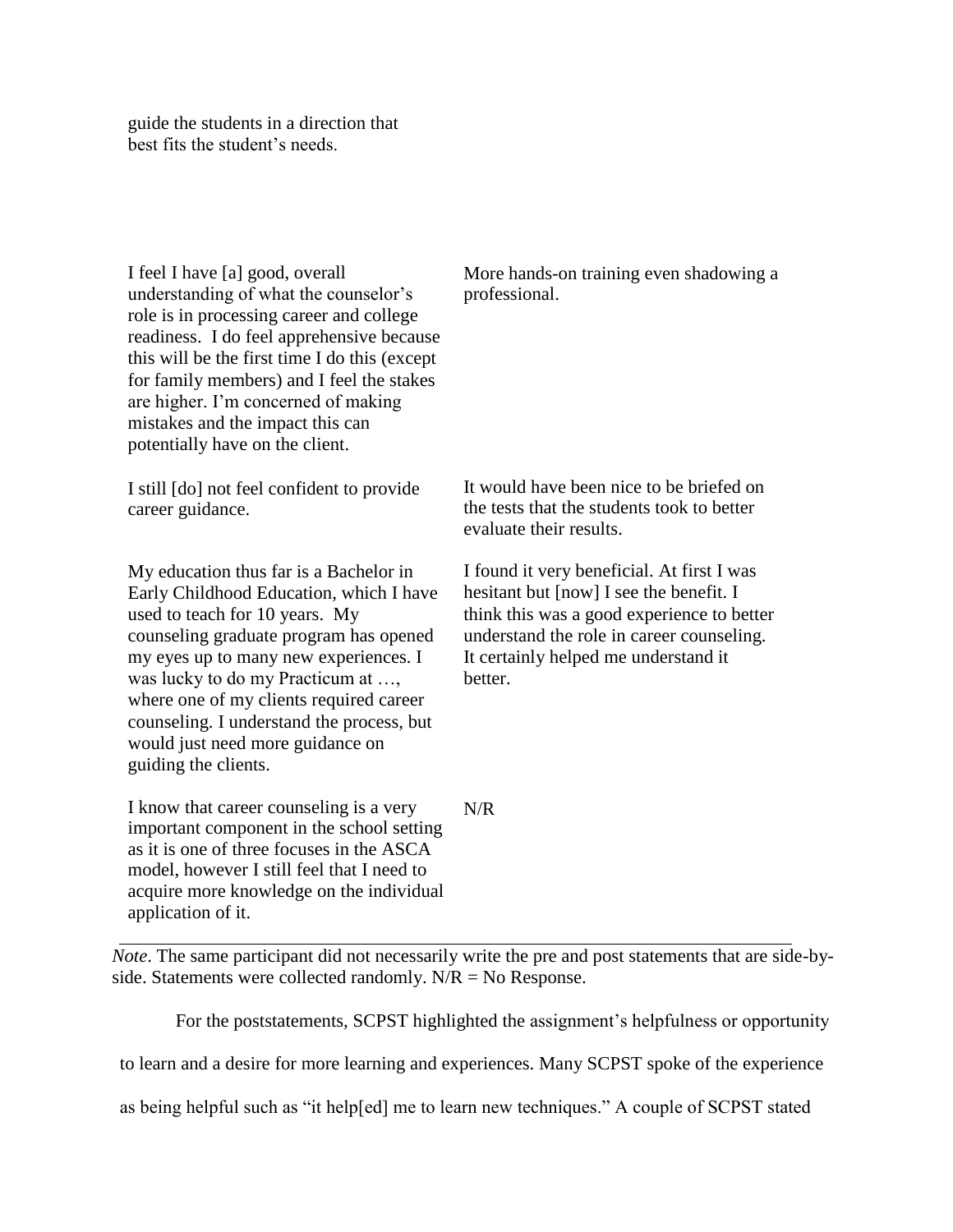| | |
|---|---|
| guide the students in a direction that best fits the student's needs. | |
| I feel I have [a] good, overall understanding of what the counselor's role is in processing career and college readiness. I do feel apprehensive because this will be the first time I do this (except for family members) and I feel the stakes are higher. I'm concerned of making mistakes and the impact this can potentially have on the client. | More hands-on training even shadowing a professional. |
| I still [do] not feel confident to provide career guidance. | It would have been nice to be briefed on the tests that the students took to better evaluate their results. |
| My education thus far is a Bachelor in Early Childhood Education, which I have used to teach for 10 years. My counseling graduate program has opened my eyes up to many new experiences. I was lucky to do my Practicum at …, where one of my clients required career counseling. I understand the process, but would just need more guidance on guiding the clients. | I found it very beneficial. At first I was hesitant but [now] I see the benefit. I think this was a good experience to better understand the role in career counseling. It certainly helped me understand it better. |
| I know that career counseling is a very important component in the school setting as it is one of three focuses in the ASCA model, however I still feel that I need to acquire more knowledge on the individual application of it. | N/R |

*Note*. The same participant did not necessarily write the pre and post statements that are side-by-side. Statements were collected randomly. N/R = No Response.

For the poststatements, SCPST highlighted the assignment's helpfulness or opportunity to learn and a desire for more learning and experiences. Many SCPST spoke of the experience as being helpful such as "it help[ed] me to learn new techniques." A couple of SCPST stated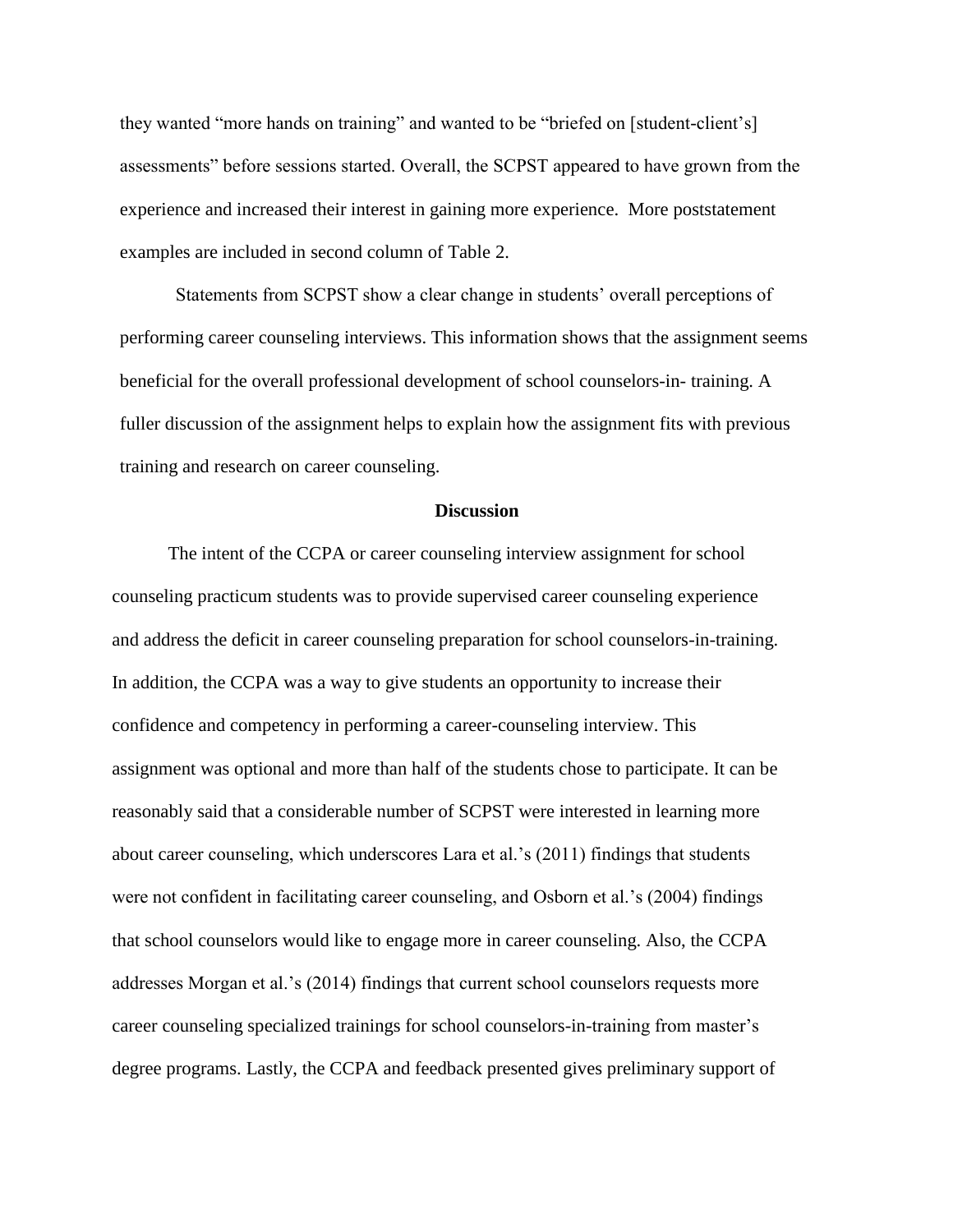they wanted "more hands on training" and wanted to be "briefed on [student-client's] assessments" before sessions started. Overall, the SCPST appeared to have grown from the experience and increased their interest in gaining more experience. More poststatement examples are included in second column of Table 2.

Statements from SCPST show a clear change in students' overall perceptions of performing career counseling interviews. This information shows that the assignment seems beneficial for the overall professional development of school counselors-in- training. A fuller discussion of the assignment helps to explain how the assignment fits with previous training and research on career counseling.

## Discussion

The intent of the CCPA or career counseling interview assignment for school counseling practicum students was to provide supervised career counseling experience and address the deficit in career counseling preparation for school counselors-in-training. In addition, the CCPA was a way to give students an opportunity to increase their confidence and competency in performing a career-counseling interview. This assignment was optional and more than half of the students chose to participate. It can be reasonably said that a considerable number of SCPST were interested in learning more about career counseling, which underscores Lara et al.'s (2011) findings that students were not confident in facilitating career counseling, and Osborn et al.'s (2004) findings that school counselors would like to engage more in career counseling. Also, the CCPA addresses Morgan et al.'s (2014) findings that current school counselors requests more career counseling specialized trainings for school counselors-in-training from master's degree programs. Lastly, the CCPA and feedback presented gives preliminary support of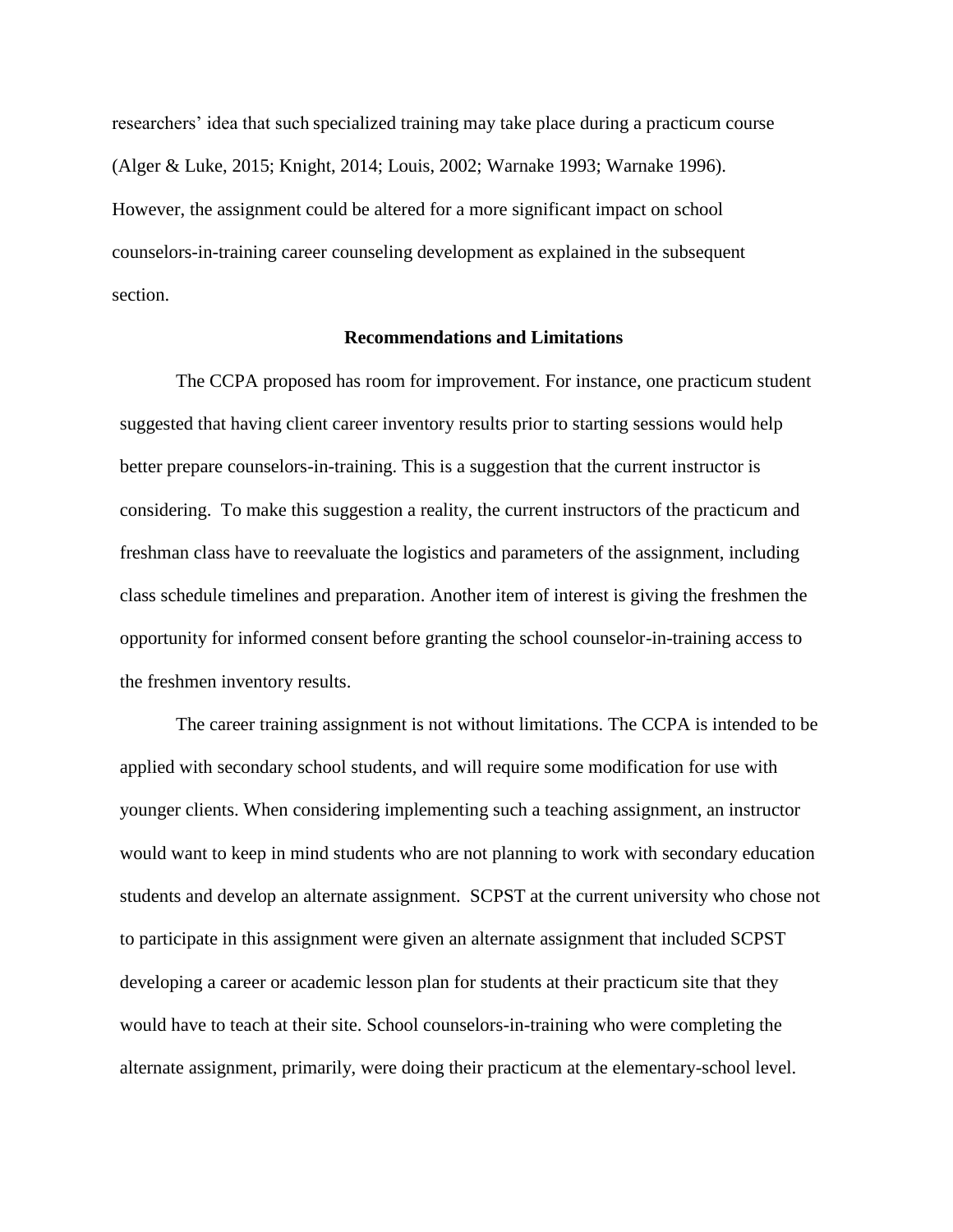researchers' idea that such specialized training may take place during a practicum course (Alger & Luke, 2015; Knight, 2014; Louis, 2002; Warnake 1993; Warnake 1996). However, the assignment could be altered for a more significant impact on school counselors-in-training career counseling development as explained in the subsequent section.

## Recommendations and Limitations

The CCPA proposed has room for improvement. For instance, one practicum student suggested that having client career inventory results prior to starting sessions would help better prepare counselors-in-training. This is a suggestion that the current instructor is considering. To make this suggestion a reality, the current instructors of the practicum and freshman class have to reevaluate the logistics and parameters of the assignment, including class schedule timelines and preparation. Another item of interest is giving the freshmen the opportunity for informed consent before granting the school counselor-in-training access to the freshmen inventory results.

The career training assignment is not without limitations. The CCPA is intended to be applied with secondary school students, and will require some modification for use with younger clients. When considering implementing such a teaching assignment, an instructor would want to keep in mind students who are not planning to work with secondary education students and develop an alternate assignment. SCPST at the current university who chose not to participate in this assignment were given an alternate assignment that included SCPST developing a career or academic lesson plan for students at their practicum site that they would have to teach at their site. School counselors-in-training who were completing the alternate assignment, primarily, were doing their practicum at the elementary-school level.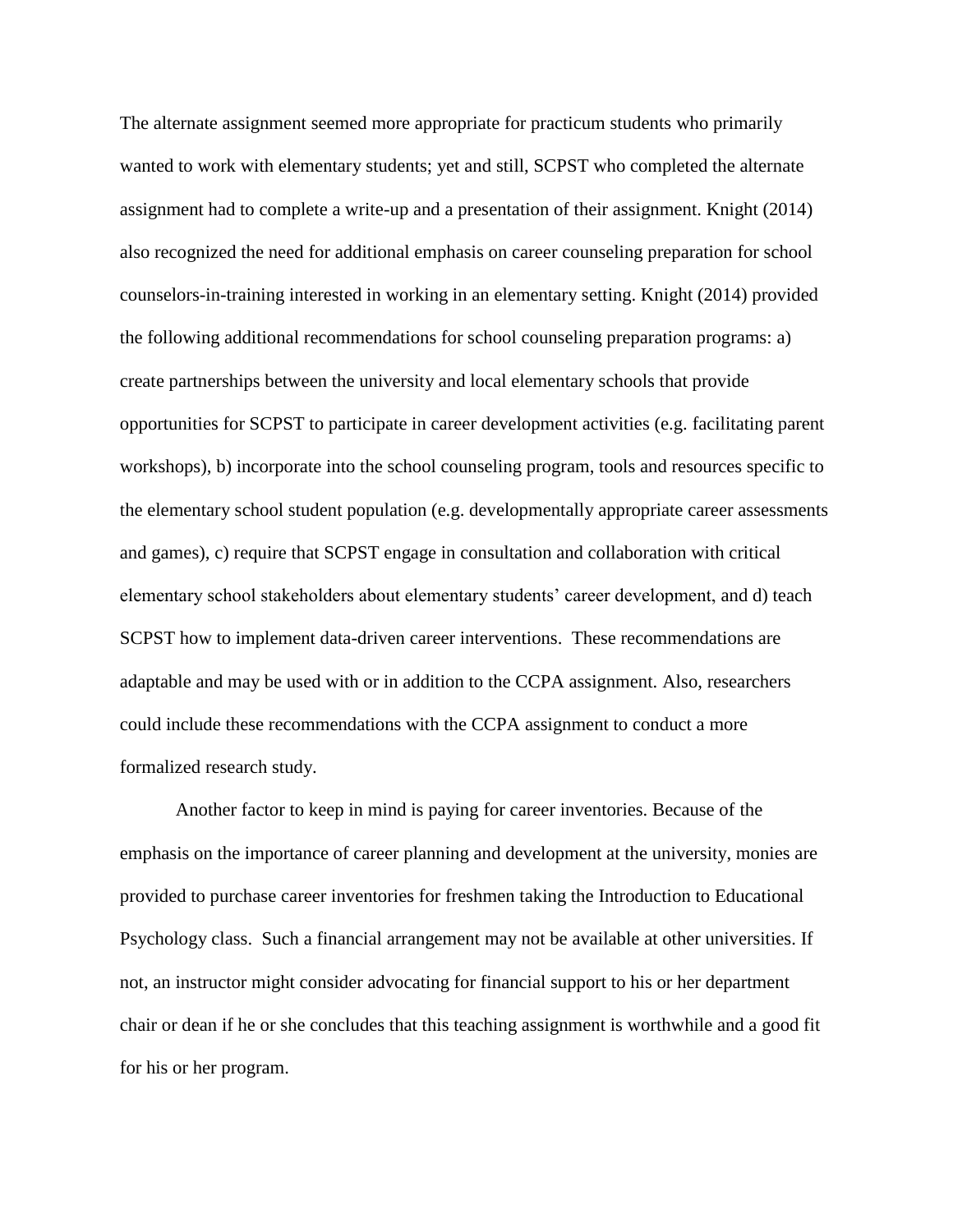The alternate assignment seemed more appropriate for practicum students who primarily wanted to work with elementary students; yet and still, SCPST who completed the alternate assignment had to complete a write-up and a presentation of their assignment. Knight (2014) also recognized the need for additional emphasis on career counseling preparation for school counselors-in-training interested in working in an elementary setting. Knight (2014) provided the following additional recommendations for school counseling preparation programs: a) create partnerships between the university and local elementary schools that provide opportunities for SCPST to participate in career development activities (e.g. facilitating parent workshops), b) incorporate into the school counseling program, tools and resources specific to the elementary school student population (e.g. developmentally appropriate career assessments and games), c) require that SCPST engage in consultation and collaboration with critical elementary school stakeholders about elementary students' career development, and d) teach SCPST how to implement data-driven career interventions. These recommendations are adaptable and may be used with or in addition to the CCPA assignment. Also, researchers could include these recommendations with the CCPA assignment to conduct a more formalized research study.

Another factor to keep in mind is paying for career inventories. Because of the emphasis on the importance of career planning and development at the university, monies are provided to purchase career inventories for freshmen taking the Introduction to Educational Psychology class. Such a financial arrangement may not be available at other universities. If not, an instructor might consider advocating for financial support to his or her department chair or dean if he or she concludes that this teaching assignment is worthwhile and a good fit for his or her program.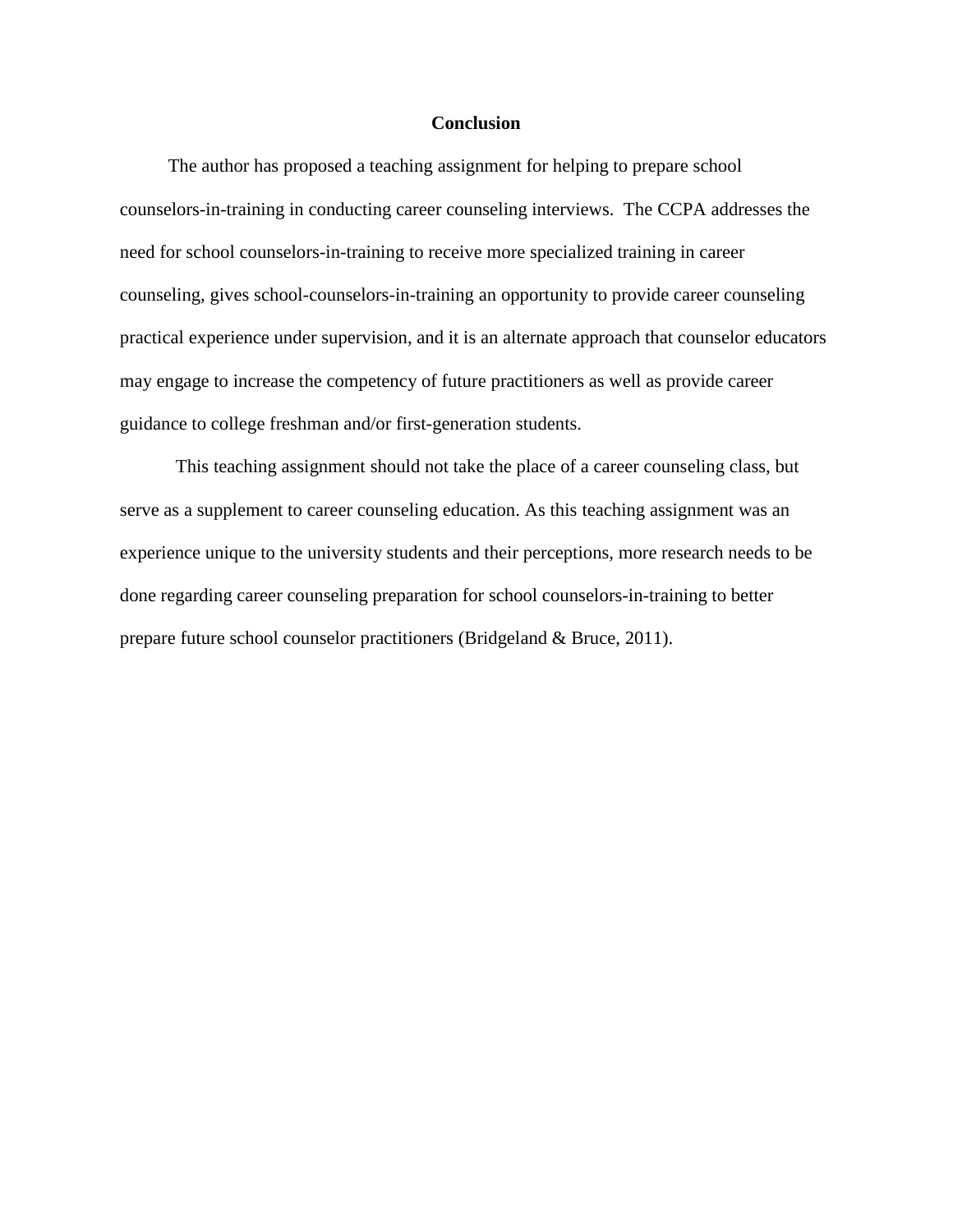## Conclusion

The author has proposed a teaching assignment for helping to prepare school counselors-in-training in conducting career counseling interviews. The CCPA addresses the need for school counselors-in-training to receive more specialized training in career counseling, gives school-counselors-in-training an opportunity to provide career counseling practical experience under supervision, and it is an alternate approach that counselor educators may engage to increase the competency of future practitioners as well as provide career guidance to college freshman and/or first-generation students.

This teaching assignment should not take the place of a career counseling class, but serve as a supplement to career counseling education. As this teaching assignment was an experience unique to the university students and their perceptions, more research needs to be done regarding career counseling preparation for school counselors-in-training to better prepare future school counselor practitioners (Bridgeland & Bruce, 2011).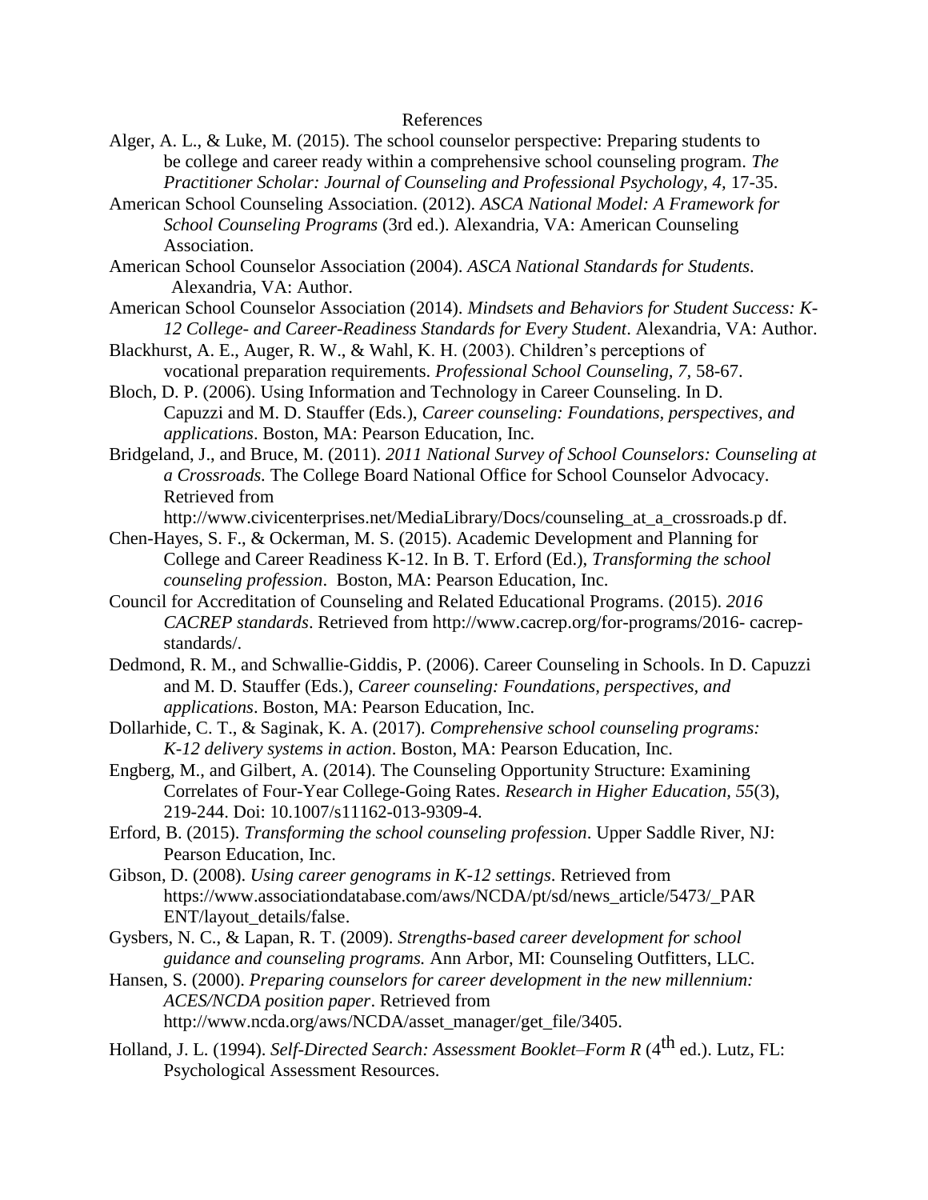# References

Alger, A. L., & Luke, M. (2015). The school counselor perspective: Preparing students to be college and career ready within a comprehensive school counseling program. *The Practitioner Scholar: Journal of Counseling and Professional Psychology, 4,* 17-35.

American School Counseling Association. (2012). *ASCA National Model: A Framework for School Counseling Programs* (3rd ed.). Alexandria, VA: American Counseling Association.

American School Counselor Association (2004). *ASCA National Standards for Students*. Alexandria, VA: Author.

American School Counselor Association (2014). *Mindsets and Behaviors for Student Success: K-12 College- and Career-Readiness Standards for Every Student*. Alexandria, VA: Author.

Blackhurst, A. E., Auger, R. W., & Wahl, K. H. (2003). Children's perceptions of vocational preparation requirements. *Professional School Counseling, 7,* 58-67.

Bloch, D. P. (2006). Using Information and Technology in Career Counseling. In D. Capuzzi and M. D. Stauffer (Eds.), *Career counseling: Foundations, perspectives, and applications*. Boston, MA: Pearson Education, Inc.

Bridgeland, J., and Bruce, M. (2011). *2011 National Survey of School Counselors: Counseling at a Crossroads.* The College Board National Office for School Counselor Advocacy. Retrieved from http://www.civicenterprises.net/MediaLibrary/Docs/counseling_at_a_crossroads.p df.

Chen-Hayes, S. F., & Ockerman, M. S. (2015). Academic Development and Planning for College and Career Readiness K-12. In B. T. Erford (Ed.), *Transforming the school counseling profession*. Boston, MA: Pearson Education, Inc.

Council for Accreditation of Counseling and Related Educational Programs. (2015). *2016 CACREP standards*. Retrieved from http://www.cacrep.org/for-programs/2016- cacrep-standards/.

Dedmond, R. M., and Schwallie-Giddis, P. (2006). Career Counseling in Schools. In D. Capuzzi and M. D. Stauffer (Eds.), *Career counseling: Foundations, perspectives, and applications*. Boston, MA: Pearson Education, Inc.

Dollarhide, C. T., & Saginak, K. A. (2017). *Comprehensive school counseling programs: K-12 delivery systems in action*. Boston, MA: Pearson Education, Inc.

Engberg, M., and Gilbert, A. (2014). The Counseling Opportunity Structure: Examining Correlates of Four-Year College-Going Rates. *Research in Higher Education, 55*(3), 219-244. Doi: 10.1007/s11162-013-9309-4.

Erford, B. (2015). *Transforming the school counseling profession*. Upper Saddle River, NJ: Pearson Education, Inc.

Gibson, D. (2008). *Using career genograms in K-12 settings*. Retrieved from https://www.associationdatabase.com/aws/NCDA/pt/sd/news_article/5473/_PAR ENT/layout_details/false.

Gysbers, N. C., & Lapan, R. T. (2009). *Strengths-based career development for school guidance and counseling programs.* Ann Arbor, MI: Counseling Outfitters, LLC.

Hansen, S. (2000). *Preparing counselors for career development in the new millennium: ACES/NCDA position paper*. Retrieved from http://www.ncda.org/aws/NCDA/asset_manager/get_file/3405.

Holland, J. L. (1994). *Self-Directed Search: Assessment Booklet–Form R* (4th ed.). Lutz, FL: Psychological Assessment Resources.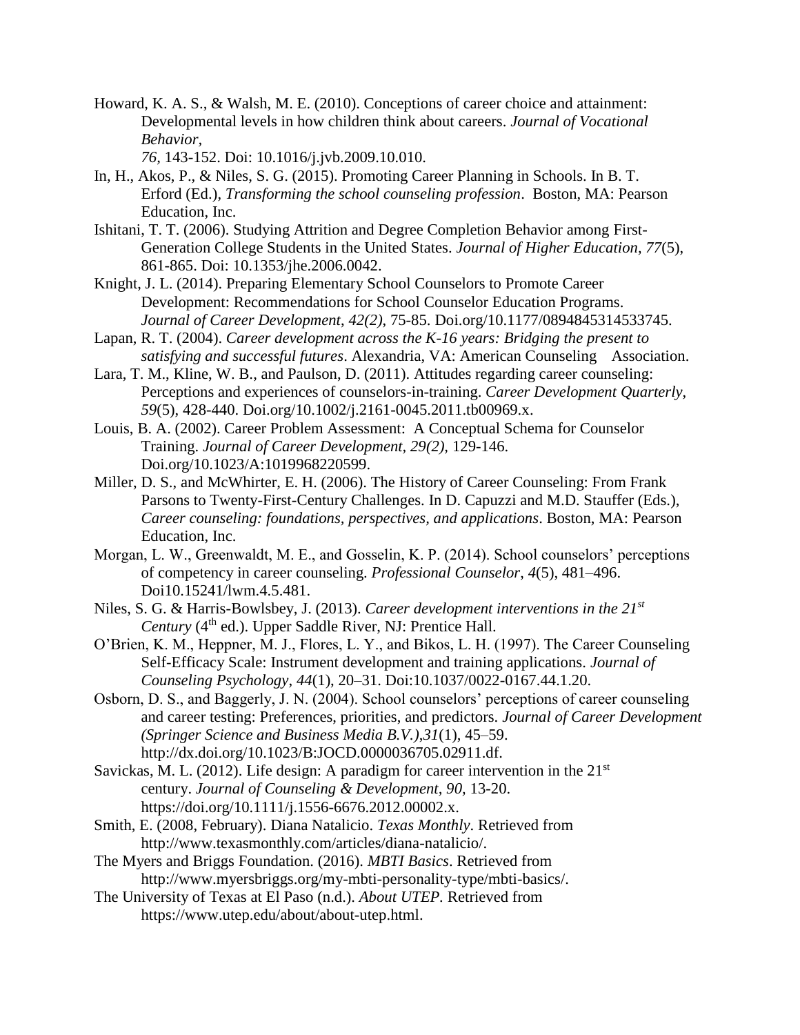Howard, K. A. S., & Walsh, M. E. (2010). Conceptions of career choice and attainment: Developmental levels in how children think about careers. *Journal of Vocational Behavior*, *76*, 143-152. Doi: 10.1016/j.jvb.2009.10.010.

In, H., Akos, P., & Niles, S. G. (2015). Promoting Career Planning in Schools. In B. T. Erford (Ed.), *Transforming the school counseling profession*. Boston, MA: Pearson Education, Inc.

Ishitani, T. T. (2006). Studying Attrition and Degree Completion Behavior among First-Generation College Students in the United States. *Journal of Higher Education, 77*(5), 861-865. Doi: 10.1353/jhe.2006.0042.

Knight, J. L. (2014). Preparing Elementary School Counselors to Promote Career Development: Recommendations for School Counselor Education Programs. *Journal of Career Development*, *42(2)*, 75-85. Doi.org/10.1177/0894845314533745.

Lapan, R. T. (2004). *Career development across the K-16 years: Bridging the present to satisfying and successful futures*. Alexandria, VA: American Counseling Association.

Lara, T. M., Kline, W. B., and Paulson, D. (2011). Attitudes regarding career counseling: Perceptions and experiences of counselors-in-training. *Career Development Quarterly*, *59*(5), 428-440. Doi.org/10.1002/j.2161-0045.2011.tb00969.x.

Louis, B. A. (2002). Career Problem Assessment: A Conceptual Schema for Counselor Training. *Journal of Career Development, 29(2),* 129-146. Doi.org/10.1023/A:1019968220599.

Miller, D. S., and McWhirter, E. H. (2006). The History of Career Counseling: From Frank Parsons to Twenty-First-Century Challenges. In D. Capuzzi and M.D. Stauffer (Eds.), *Career counseling: foundations, perspectives, and applications*. Boston, MA: Pearson Education, Inc.

Morgan, L. W., Greenwaldt, M. E., and Gosselin, K. P. (2014). School counselors' perceptions of competency in career counseling. *Professional Counselor*, *4*(5), 481–496. Doi10.15241/lwm.4.5.481.

Niles, S. G. & Harris-Bowlsbey, J. (2013). *Career development interventions in the 21st Century* (4th ed.). Upper Saddle River, NJ: Prentice Hall.

O'Brien, K. M., Heppner, M. J., Flores, L. Y., and Bikos, L. H. (1997). The Career Counseling Self-Efficacy Scale: Instrument development and training applications. *Journal of Counseling Psychology*, *44*(1), 20–31. Doi:10.1037/0022-0167.44.1.20.

Osborn, D. S., and Baggerly, J. N. (2004). School counselors' perceptions of career counseling and career testing: Preferences, priorities, and predictors. *Journal of Career Development (Springer Science and Business Media B.V.)*,*31*(1), 45–59. http://dx.doi.org/10.1023/B:JOCD.0000036705.02911.df.

Savickas, M. L. (2012). Life design: A paradigm for career intervention in the 21st century. *Journal of Counseling & Development, 90*, 13-20. https://doi.org/10.1111/j.1556-6676.2012.00002.x.

Smith, E. (2008, February). Diana Natalicio. *Texas Monthly*. Retrieved from http://www.texasmonthly.com/articles/diana-natalicio/.

The Myers and Briggs Foundation. (2016). *MBTI Basics*. Retrieved from http://www.myersbriggs.org/my-mbti-personality-type/mbti-basics/.

The University of Texas at El Paso (n.d.). *About UTEP*. Retrieved from https://www.utep.edu/about/about-utep.html.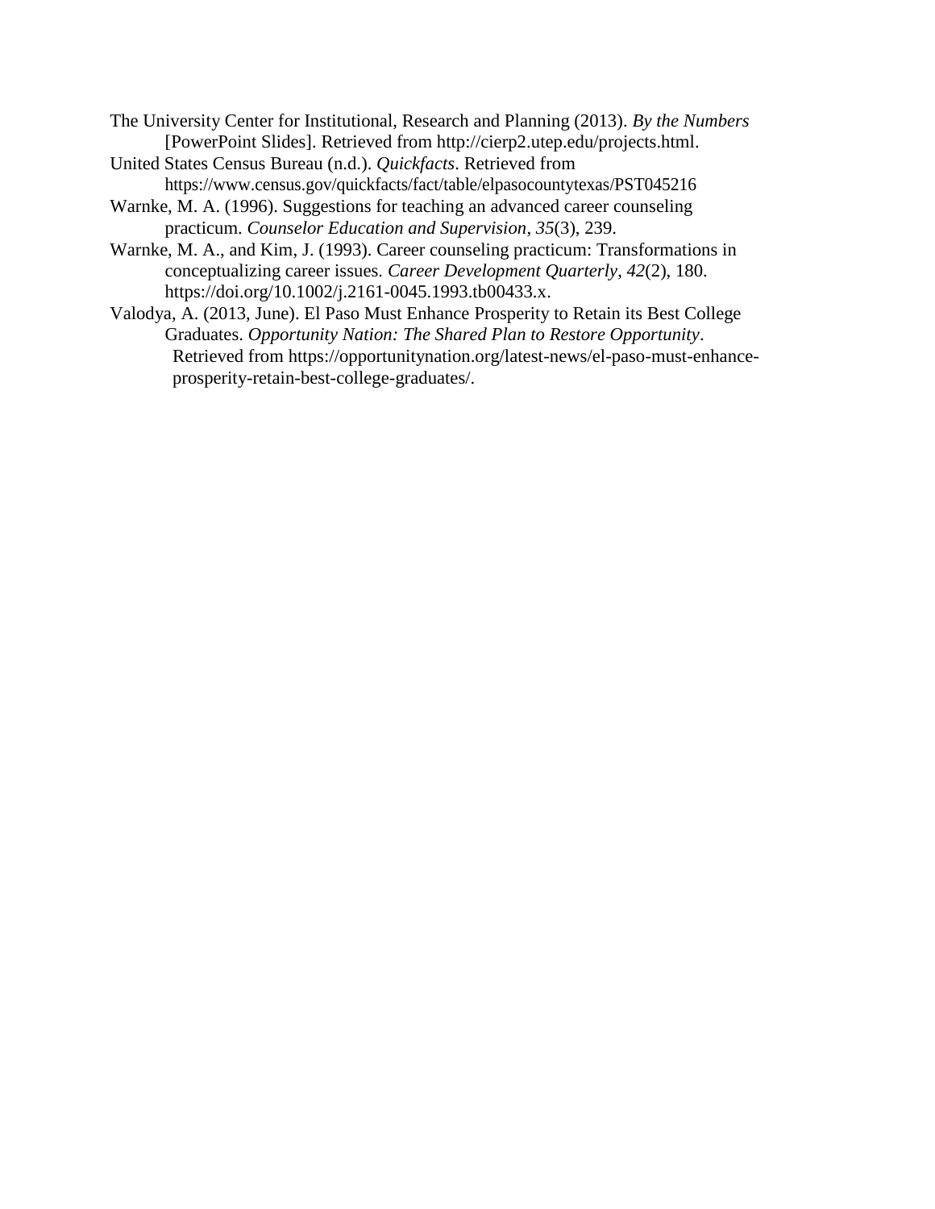The University Center for Institutional, Research and Planning (2013). *By the Numbers* [PowerPoint Slides]. Retrieved from http://cierp2.utep.edu/projects.html.

United States Census Bureau (n.d.). *Quickfacts*. Retrieved from https://www.census.gov/quickfacts/fact/table/elpasocountytexas/PST045216

Warnke, M. A. (1996). Suggestions for teaching an advanced career counseling practicum. *Counselor Education and Supervision*, *35*(3), 239.

Warnke, M. A., and Kim, J. (1993). Career counseling practicum: Transformations in conceptualizing career issues. *Career Development Quarterly*, *42*(2), 180. https://doi.org/10.1002/j.2161-0045.1993.tb00433.x.

Valodya, A. (2013, June). El Paso Must Enhance Prosperity to Retain its Best College Graduates. *Opportunity Nation: The Shared Plan to Restore Opportunity*. Retrieved from https://opportunitynation.org/latest-news/el-paso-must-enhance-prosperity-retain-best-college-graduates/.